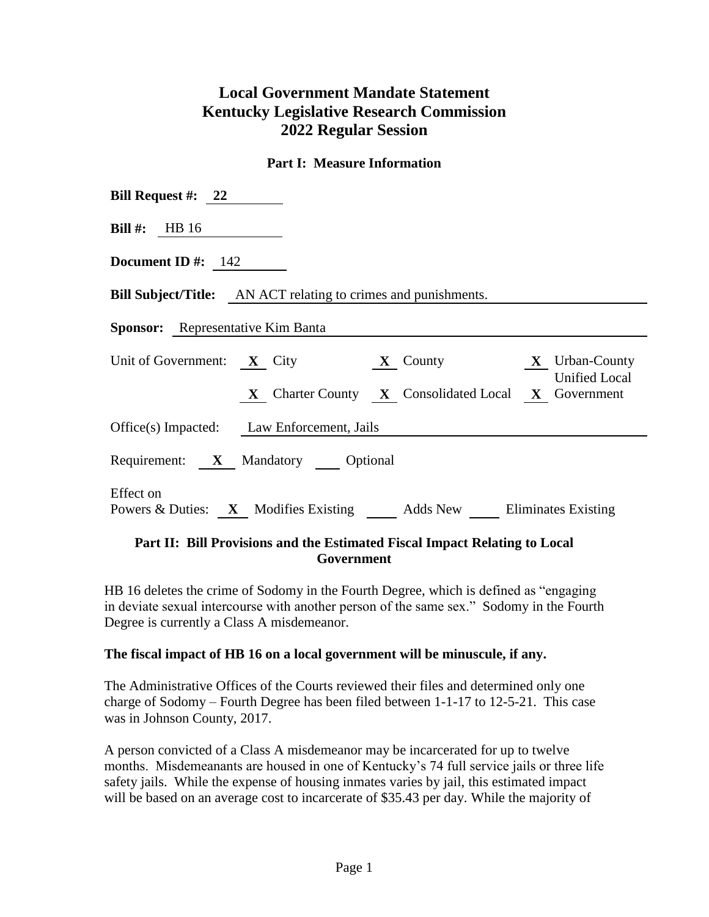# Local Government Mandate Statement
# Kentucky Legislative Research Commission
# 2022 Regular Session

### Part I: Measure Information

**Bill Request #:** 22

**Bill #:** HB 16

**Document ID #:** 142

**Bill Subject/Title:** AN ACT relating to crimes and punishments.

**Sponsor:** Representative Kim Banta

Unit of Government: **X** City **X** County **X** Urban-County Unified Local Government **X** Charter County **X** Consolidated Local

Office(s) Impacted: Law Enforcement, Jails

Requirement: **X** Mandatory ___ Optional

Effect on Powers & Duties: **X** Modifies Existing ___ Adds New ___ Eliminates Existing

### Part II: Bill Provisions and the Estimated Fiscal Impact Relating to Local Government

HB 16 deletes the crime of Sodomy in the Fourth Degree, which is defined as "engaging in deviate sexual intercourse with another person of the same sex." Sodomy in the Fourth Degree is currently a Class A misdemeanor.

**The fiscal impact of HB 16 on a local government will be minuscule, if any.**

The Administrative Offices of the Courts reviewed their files and determined only one charge of Sodomy – Fourth Degree has been filed between 1-1-17 to 12-5-21. This case was in Johnson County, 2017.

A person convicted of a Class A misdemeanor may be incarcerated for up to twelve months. Misdemeanants are housed in one of Kentucky's 74 full service jails or three life safety jails. While the expense of housing inmates varies by jail, this estimated impact will be based on an average cost to incarcerate of $35.43 per day. While the majority of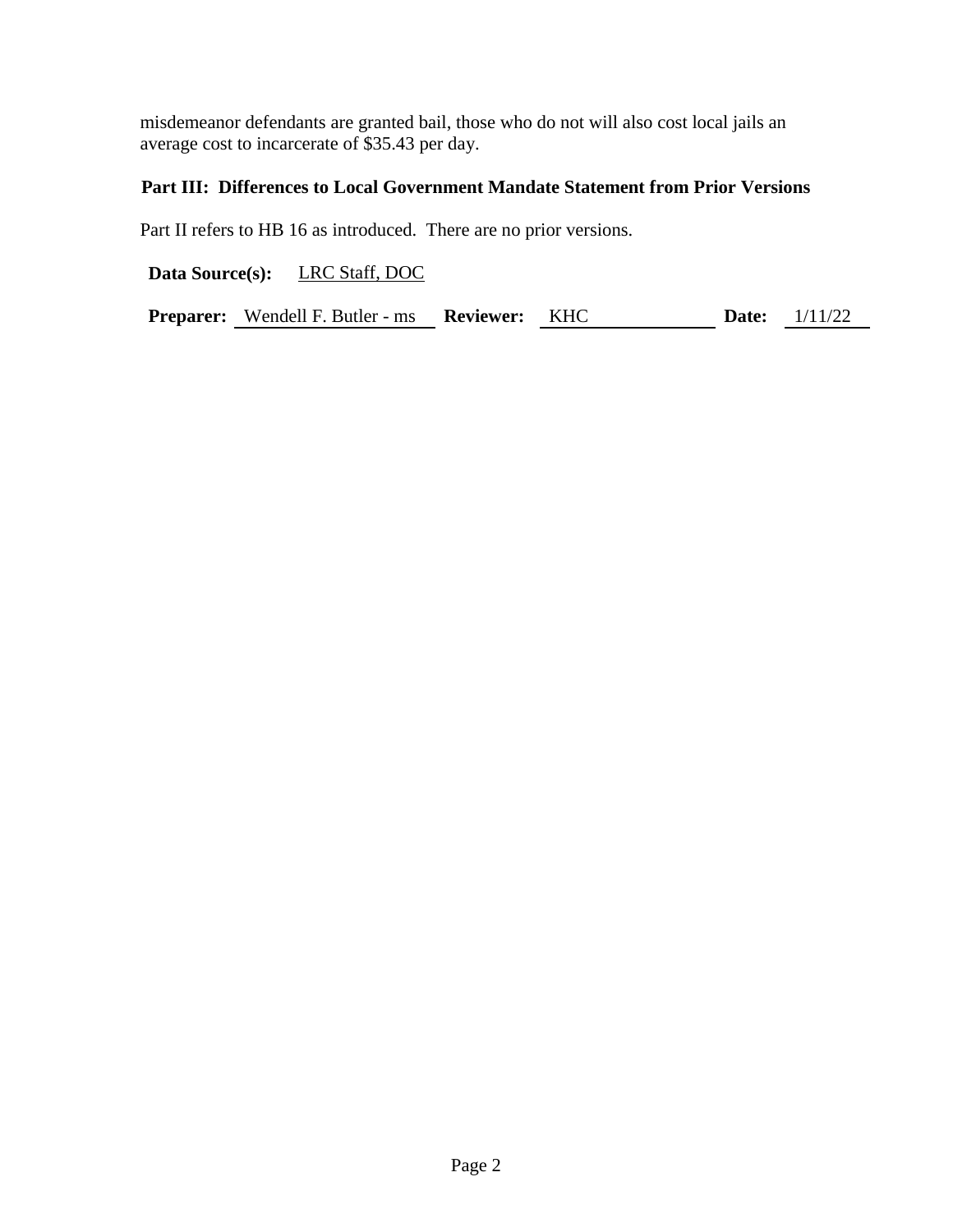misdemeanor defendants are granted bail, those who do not will also cost local jails an average cost to incarcerate of $35.43 per day.

**Part III: Differences to Local Government Mandate Statement from Prior Versions**

Part II refers to HB 16 as introduced. There are no prior versions.

**Data Source(s):** LRC Staff, DOC

**Preparer:** Wendell F. Butler - ms **Reviewer:** KHC **Date:** 1/11/22